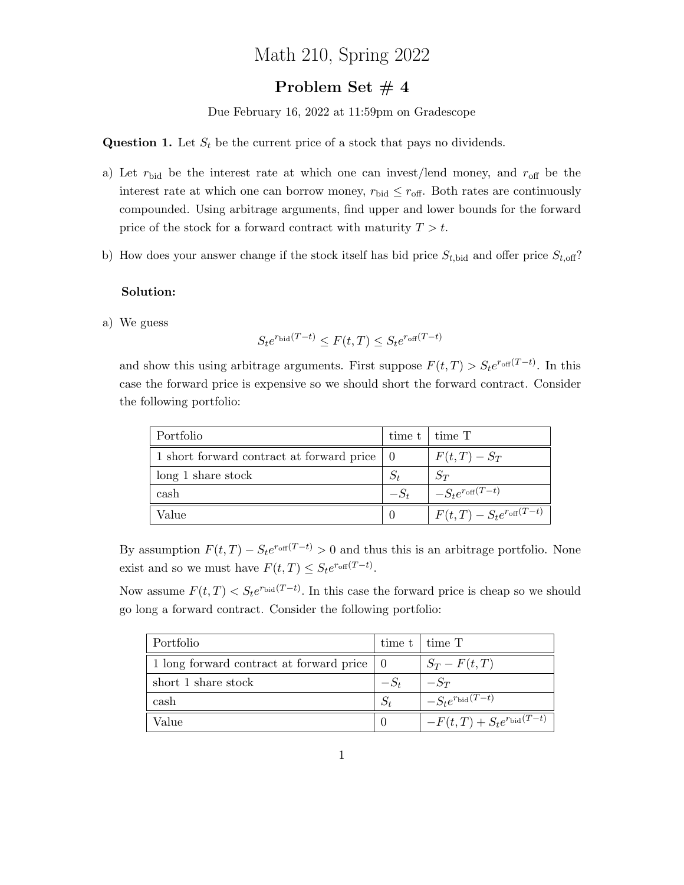# Math 210, Spring 2022

## Problem Set # 4

Due February 16, 2022 at 11:59pm on Gradescope

**Question 1.** Let $S_t$ be the current price of a stock that pays no dividends.

a) Let $r_{\text{bid}}$ be the interest rate at which one can invest/lend money, and $r_{\text{off}}$ be the interest rate at which one can borrow money, $r_{\text{bid}} \leq r_{\text{off}}$. Both rates are continuously compounded. Using arbitrage arguments, find upper and lower bounds for the forward price of the stock for a forward contract with maturity $T > t$.

b) How does your answer change if the stock itself has bid price $S_{t,\text{bid}}$ and offer price $S_{t,\text{off}}$?

**Solution:**

a) We guess

$$S_t e^{r_{\text{bid}}(T-t)} \leq F(t,T) \leq S_t e^{r_{\text{off}}(T-t)}$$

and show this using arbitrage arguments. First suppose $F(t,T) > S_t e^{r_{\text{off}}(T-t)}$. In this case the forward price is expensive so we should short the forward contract. Consider the following portfolio:

| Portfolio | time t | time T |
|---|---|---|
| 1 short forward contract at forward price | $0$ | $F(t,T) - S_T$ |
| long 1 share stock | $S_t$ | $S_T$ |
| cash | $-S_t$ | $-S_t e^{r_{\text{off}}(T-t)}$ |
| Value | $0$ | $F(t,T) - S_t e^{r_{\text{off}}(T-t)}$ |

By assumption $F(t,T) - S_t e^{r_{\text{off}}(T-t)} > 0$ and thus this is an arbitrage portfolio. None exist and so we must have $F(t,T) \leq S_t e^{r_{\text{off}}(T-t)}$.

Now assume $F(t,T) < S_t e^{r_{\text{bid}}(T-t)}$. In this case the forward price is cheap so we should go long a forward contract. Consider the following portfolio:

| Portfolio | time t | time T |
|---|---|---|
| 1 long forward contract at forward price | $0$ | $S_T - F(t,T)$ |
| short 1 share stock | $-S_t$ | $-S_T$ |
| cash | $S_t$ | $-S_t e^{r_{\text{bid}}(T-t)}$ |
| Value | $0$ | $-F(t,T) + S_t e^{r_{\text{bid}}(T-t)}$ |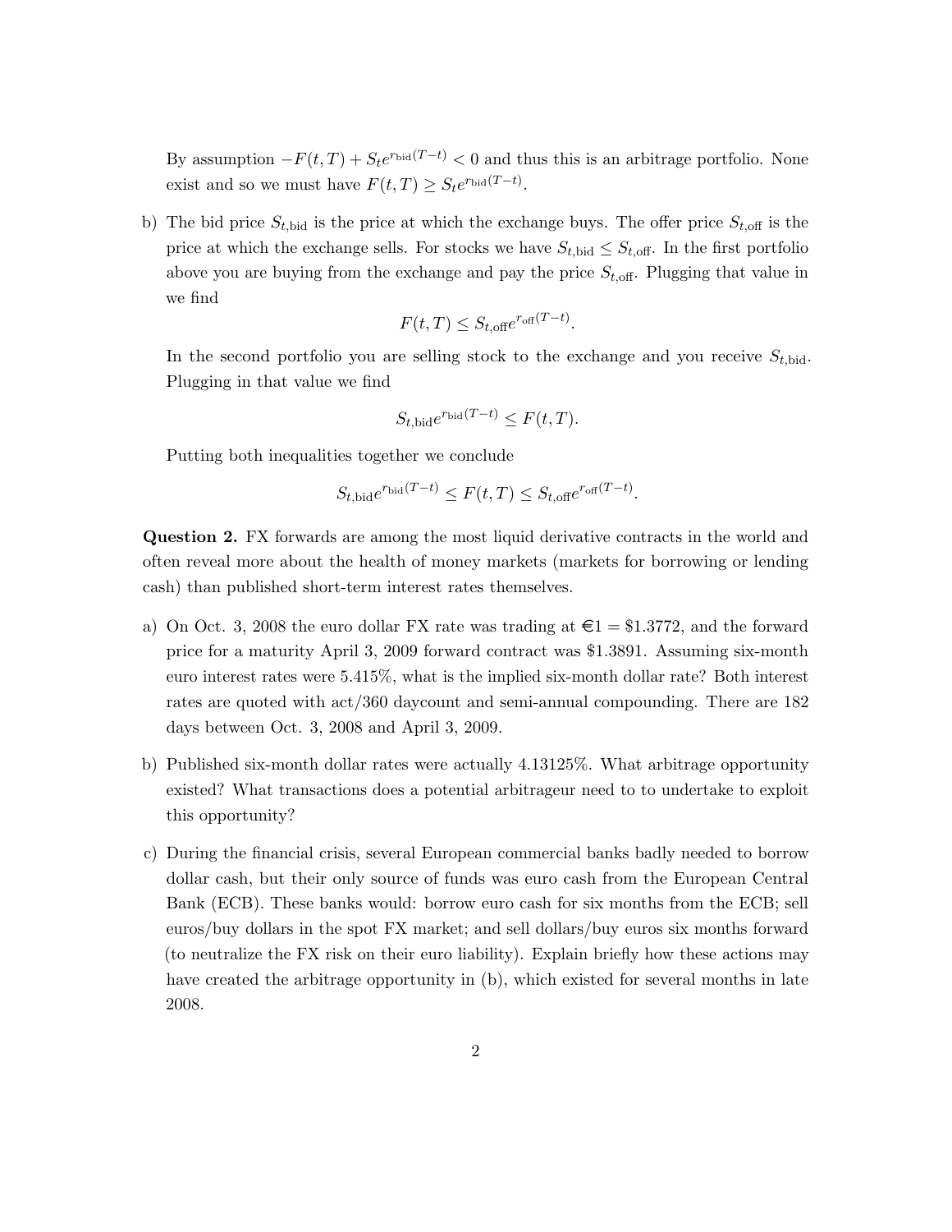By assumption $-F(t,T) + S_t e^{r_{\text{bid}}(T-t)} < 0$ and thus this is an arbitrage portfolio. None exist and so we must have $F(t,T) \geq S_t e^{r_{\text{bid}}(T-t)}$.

b) The bid price $S_{t,\text{bid}}$ is the price at which the exchange buys. The offer price $S_{t,\text{off}}$ is the price at which the exchange sells. For stocks we have $S_{t,\text{bid}} \leq S_{t,\text{off}}$. In the first portfolio above you are buying from the exchange and pay the price $S_{t,\text{off}}$. Plugging that value in we find

$$F(t,T) \leq S_{t,\text{off}} e^{r_{\text{off}}(T-t)}.$$

In the second portfolio you are selling stock to the exchange and you receive $S_{t,\text{bid}}$. Plugging in that value we find

$$S_{t,\text{bid}} e^{r_{\text{bid}}(T-t)} \leq F(t,T).$$

Putting both inequalities together we conclude

$$S_{t,\text{bid}} e^{r_{\text{bid}}(T-t)} \leq F(t,T) \leq S_{t,\text{off}} e^{r_{\text{off}}(T-t)}.$$

**Question 2.** FX forwards are among the most liquid derivative contracts in the world and often reveal more about the health of money markets (markets for borrowing or lending cash) than published short-term interest rates themselves.

a) On Oct. 3, 2008 the euro dollar FX rate was trading at €1 = \$1.3772, and the forward price for a maturity April 3, 2009 forward contract was \$1.3891. Assuming six-month euro interest rates were 5.415%, what is the implied six-month dollar rate? Both interest rates are quoted with act/360 daycount and semi-annual compounding. There are 182 days between Oct. 3, 2008 and April 3, 2009.

b) Published six-month dollar rates were actually 4.13125%. What arbitrage opportunity existed? What transactions does a potential arbitrageur need to to undertake to exploit this opportunity?

c) During the financial crisis, several European commercial banks badly needed to borrow dollar cash, but their only source of funds was euro cash from the European Central Bank (ECB). These banks would: borrow euro cash for six months from the ECB; sell euros/buy dollars in the spot FX market; and sell dollars/buy euros six months forward (to neutralize the FX risk on their euro liability). Explain briefly how these actions may have created the arbitrage opportunity in (b), which existed for several months in late 2008.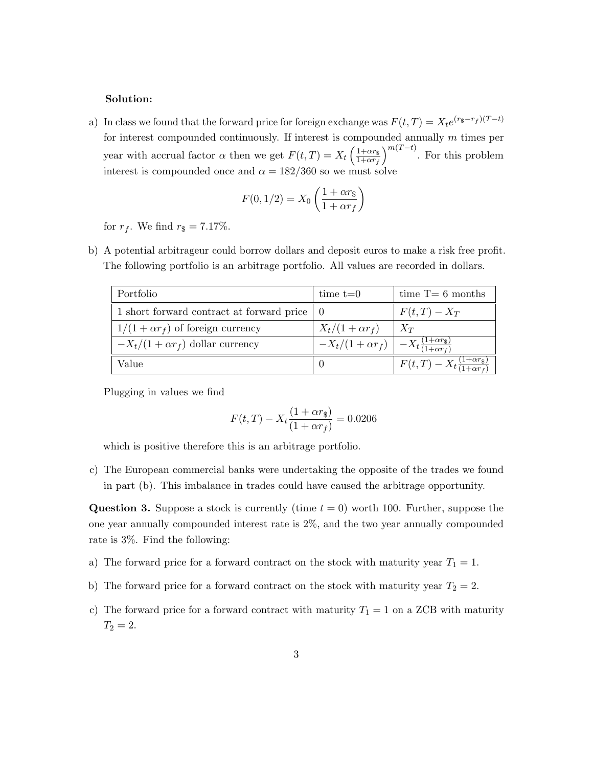**Solution:**

a) In class we found that the forward price for foreign exchange was $F(t,T) = X_t e^{(r_\$ - r_f)(T-t)}$ for interest compounded continuously. If interest is compounded annually $m$ times per year with accrual factor $\alpha$ then we get $F(t,T) = X_t \left(\frac{1+\alpha r_\$}{1+\alpha r_f}\right)^{m(T-t)}$. For this problem interest is compounded once and $\alpha = 182/360$ so we must solve

$$F(0, 1/2) = X_0 \left(\frac{1+\alpha r_\$}{1+\alpha r_f}\right)$$

for $r_f$. We find $r_\$ = 7.17\%$.

b) A potential arbitrageur could borrow dollars and deposit euros to make a risk free profit. The following portfolio is an arbitrage portfolio. All values are recorded in dollars.

| Portfolio | time t=0 | time T= 6 months |
|---|---|---|
| 1 short forward contract at forward price | 0 | $F(t,T) - X_T$ |
| $1/(1+\alpha r_f)$ of foreign currency | $X_t/(1+\alpha r_f)$ | $X_T$ |
| $-X_t/(1+\alpha r_f)$ dollar currency | $-X_t/(1+\alpha r_f)$ | $-X_t\frac{(1+\alpha r_\$)}{(1+\alpha r_f)}$ |
| Value | 0 | $F(t,T) - X_t\frac{(1+\alpha r_\$)}{(1+\alpha r_f)}$ |

Plugging in values we find

$$F(t,T) - X_t\frac{(1+\alpha r_\$)}{(1+\alpha r_f)} = 0.0206$$

which is positive therefore this is an arbitrage portfolio.

c) The European commercial banks were undertaking the opposite of the trades we found in part (b). This imbalance in trades could have caused the arbitrage opportunity.

**Question 3.** Suppose a stock is currently (time $t = 0$) worth 100. Further, suppose the one year annually compounded interest rate is 2%, and the two year annually compounded rate is 3%. Find the following:

a) The forward price for a forward contract on the stock with maturity year $T_1 = 1$.

b) The forward price for a forward contract on the stock with maturity year $T_2 = 2$.

c) The forward price for a forward contract with maturity $T_1 = 1$ on a ZCB with maturity $T_2 = 2$.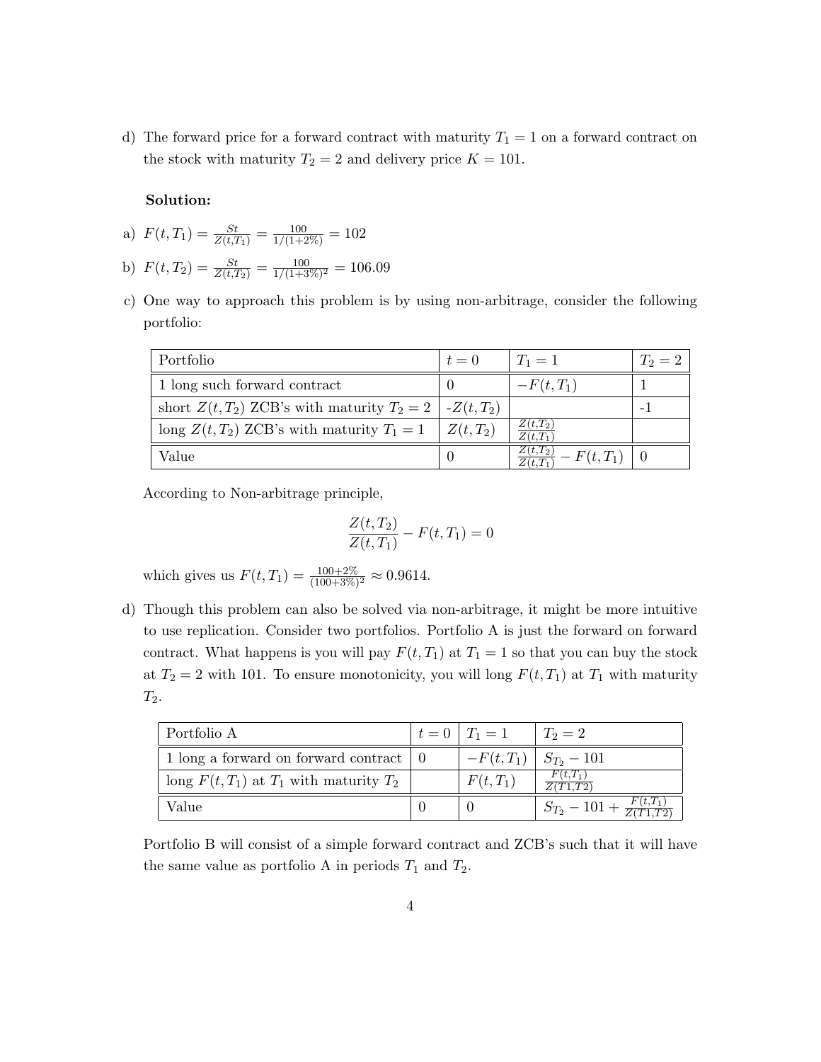d) The forward price for a forward contract with maturity $T_1 = 1$ on a forward contract on the stock with maturity $T_2 = 2$ and delivery price $K = 101$.

**Solution:**

a) $F(t, T_1) = \frac{St}{Z(t,T_1)} = \frac{100}{1/(1+2\%)} = 102$

b) $F(t, T_2) = \frac{St}{Z(t,T_2)} = \frac{100}{1/(1+3\%)^2} = 106.09$

c) One way to approach this problem is by using non-arbitrage, consider the following portfolio:

| Portfolio | $t = 0$ | $T_1 = 1$ | $T_2 = 2$ |
|---|---|---|---|
| 1 long such forward contract | 0 | $-F(t, T_1)$ | 1 |
| short $Z(t, T_2)$ ZCB's with maturity $T_2 = 2$ | -$Z(t, T_2)$ | | -1 |
| long $Z(t, T_2)$ ZCB's with maturity $T_1 = 1$ | $Z(t, T_2)$ | $\frac{Z(t,T_2)}{Z(t,T_1)}$ | |
| Value | 0 | $\frac{Z(t,T_2)}{Z(t,T_1)} - F(t, T_1)$ | 0 |

According to Non-arbitrage principle,

$$\frac{Z(t, T_2)}{Z(t, T_1)} - F(t, T_1) = 0$$

which gives us $F(t, T_1) = \frac{100+2\%}{(100+3\%)^2} \approx 0.9614$.

d) Though this problem can also be solved via non-arbitrage, it might be more intuitive to use replication. Consider two portfolios. Portfolio A is just the forward on forward contract. What happens is you will pay $F(t, T_1)$ at $T_1 = 1$ so that you can buy the stock at $T_2 = 2$ with 101. To ensure monotonicity, you will long $F(t, T_1)$ at $T_1$ with maturity $T_2$.

| Portfolio A | $t = 0$ | $T_1 = 1$ | $T_2 = 2$ |
|---|---|---|---|
| 1 long a forward on forward contract | 0 | $-F(t, T_1)$ | $S_{T_2} - 101$ |
| long $F(t, T_1)$ at $T_1$ with maturity $T_2$ | | $F(t, T_1)$ | $\frac{F(t,T_1)}{Z(T1,T2)}$ |
| Value | 0 | 0 | $S_{T_2} - 101 + \frac{F(t,T_1)}{Z(T1,T2)}$ |

Portfolio B will consist of a simple forward contract and ZCB's such that it will have the same value as portfolio A in periods $T_1$ and $T_2$.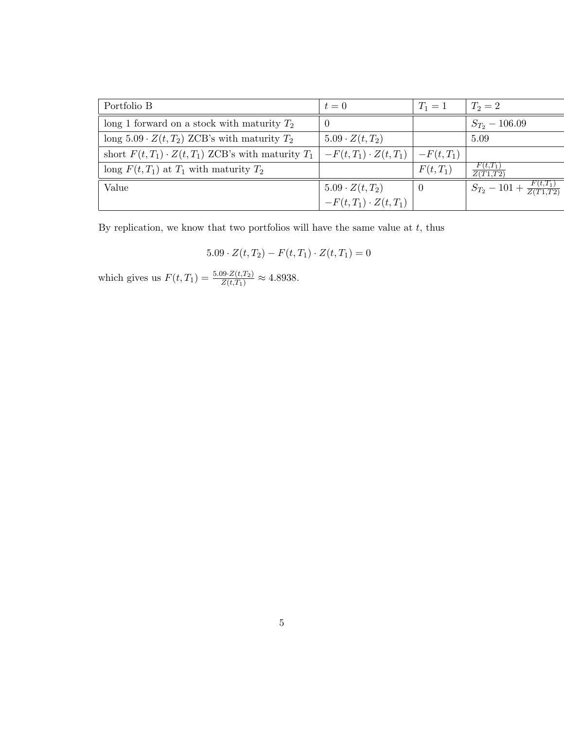| Portfolio B | $t = 0$ | $T_1 = 1$ | $T_2 = 2$ |
|---|---|---|---|
| long 1 forward on a stock with maturity $T_2$ | 0 | | $S_{T_2} - 106.09$ |
| long $5.09 \cdot Z(t, T_2)$ ZCB's with maturity $T_2$ | $5.09 \cdot Z(t, T_2)$ | | 5.09 |
| short $F(t, T_1) \cdot Z(t, T_1)$ ZCB's with maturity $T_1$ | $-F(t, T_1) \cdot Z(t, T_1)$ | $-F(t, T_1)$ | |
| long $F(t, T_1)$ at $T_1$ with maturity $T_2$ | | $F(t, T_1)$ | $\frac{F(t,T_1)}{Z(T1,T2)}$ |
| Value | $5.09 \cdot Z(t, T_2)$ $-F(t, T_1) \cdot Z(t, T_1)$ | 0 | $S_{T_2} - 101 + \frac{F(t,T_1)}{Z(T1,T2)}$ |

By replication, we know that two portfolios will have the same value at $t$, thus

$$5.09 \cdot Z(t, T_2) - F(t, T_1) \cdot Z(t, T_1) = 0$$

which gives us $F(t, T_1) = \frac{5.09 \cdot Z(t,T_2)}{Z(t,T_1)} \approx 4.8938$.